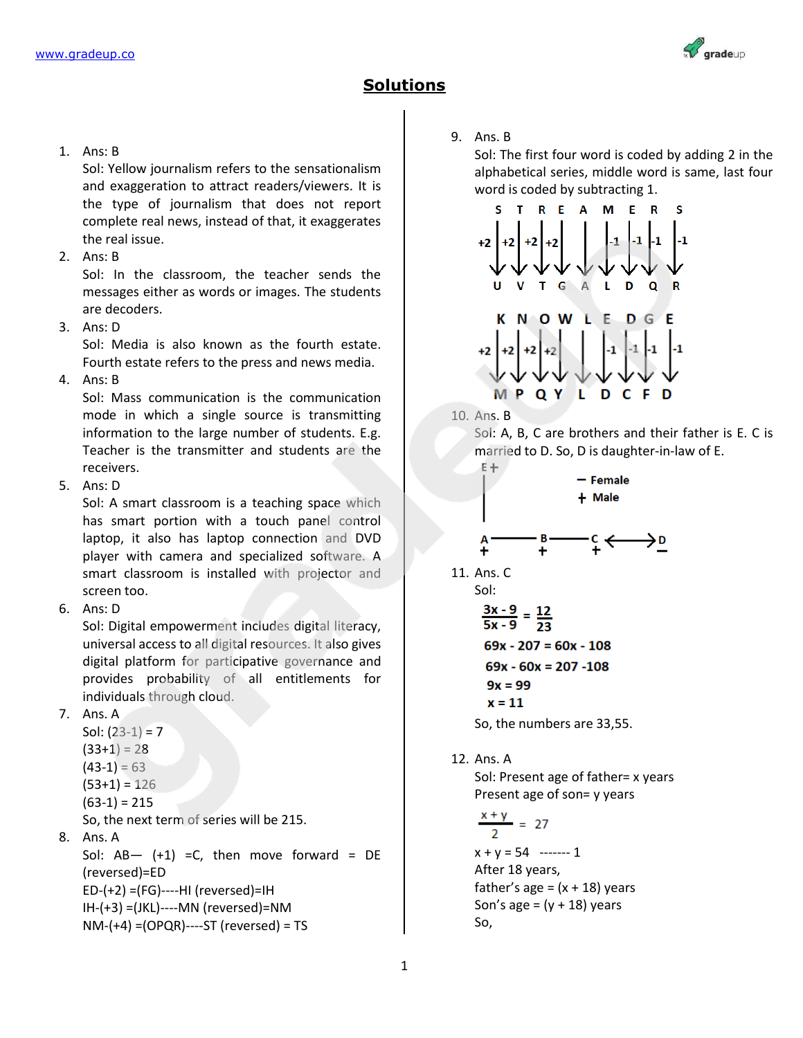# Solutions

1. Ans: B
   Sol: Yellow journalism refers to the sensationalism and exaggeration to attract readers/viewers. It is the type of journalism that does not report complete real news, instead of that, it exaggerates the real issue.
2. Ans: B
   Sol: In the classroom, the teacher sends the messages either as words or images. The students are decoders.
3. Ans: D
   Sol: Media is also known as the fourth estate. Fourth estate refers to the press and news media.
4. Ans: B
   Sol: Mass communication is the communication mode in which a single source is transmitting information to the large number of students. E.g. Teacher is the transmitter and students are the receivers.
5. Ans: D
   Sol: A smart classroom is a teaching space which has smart portion with a touch panel control laptop, it also has laptop connection and DVD player with camera and specialized software. A smart classroom is installed with projector and screen too.
6. Ans: D
   Sol: Digital empowerment includes digital literacy, universal access to all digital resources. It also gives digital platform for participative governance and provides probability of all entitlements for individuals through cloud.
7. Ans. A
   Sol: (23-1) = 7
   (33+1) = 28
   (43-1) = 63
   (53+1) = 126
   (63-1) = 215
   So, the next term of series will be 215.
8. Ans. A
   Sol: AB— (+1) =C, then move forward = DE (reversed)=ED
   ED-(+2) =(FG)----HI (reversed)=IH
   IH-(+3) =(JKL)----MN (reversed)=NM
   NM-(+4) =(OPQR)----ST (reversed) = TS
9. Ans. B
   Sol: The first four word is coded by adding 2 in the alphabetical series, middle word is same, last four word is coded by subtracting 1.

   S T R E A M E R S
   +2 +2 +2 +2 &nbsp; -1 -1 -1 -1
   U V T G A L D Q R

   K N O W L E D G E
   +2 +2 +2 +2 &nbsp; -1 -1 -1 -1
   M P Q Y L D C F D
10. Ans. B
    Sol: A, B, C are brothers and their father is E. C is married to D. So, D is daughter-in-law of E.

    E+
    – Female
    + Male
    A+ —— B+ —— C+ ⟷ D–
11. Ans. C
    Sol:
    $$\frac{3x - 9}{5x - 9} = \frac{12}{23}$$
    $$69x - 207 = 60x - 108$$
    $$69x - 60x = 207 - 108$$
    $$9x = 99$$
    $$x = 11$$
    So, the numbers are 33,55.

12. Ans. A
    Sol: Present age of father= x years
    Present age of son= y years
    $$\frac{x + y}{2} = 27$$
    x + y = 54 ------- 1
    After 18 years,
    father's age = (x + 18) years
    Son's age = (y + 18) years
    So,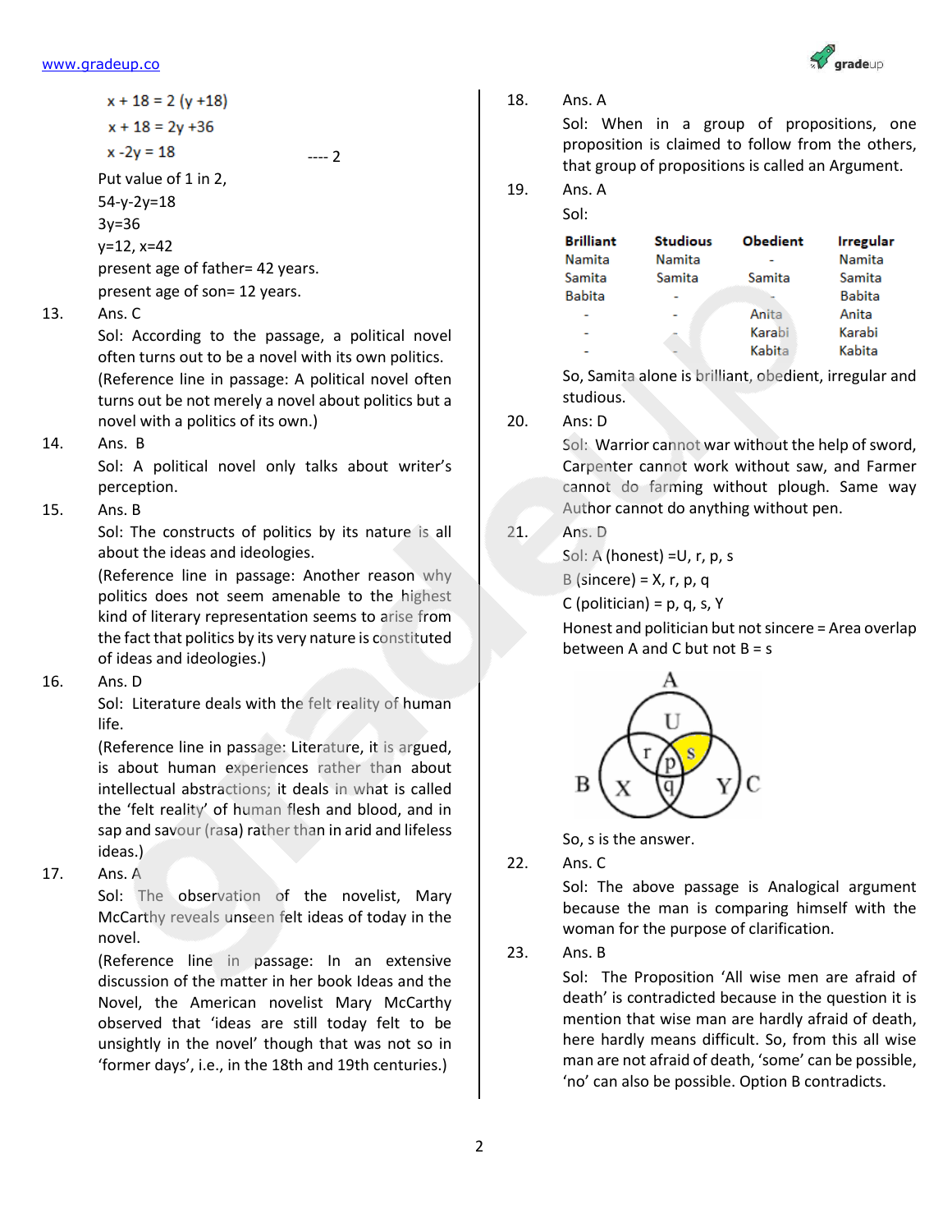$x + 18 = 2 (y + 18)$

$x + 18 = 2y + 36$

$x - 2y = 18$ ---- 2

Put value of 1 in 2,

$54 - y - 2y = 18$

$3y = 36$

$y = 12, x = 42$

present age of father= 42 years.

present age of son= 12 years.

13. Ans. C

Sol: According to the passage, a political novel often turns out to be a novel with its own politics.

(Reference line in passage: A political novel often turns out be not merely a novel about politics but a novel with a politics of its own.)

14. Ans. B

Sol: A political novel only talks about writer's perception.

15. Ans. B

Sol: The constructs of politics by its nature is all about the ideas and ideologies.

(Reference line in passage: Another reason why politics does not seem amenable to the highest kind of literary representation seems to arise from the fact that politics by its very nature is constituted of ideas and ideologies.)

16. Ans. D

Sol: Literature deals with the felt reality of human life.

(Reference line in passage: Literature, it is argued, is about human experiences rather than about intellectual abstractions; it deals in what is called the 'felt reality' of human flesh and blood, and in sap and savour (rasa) rather than in arid and lifeless ideas.)

17. Ans. A

Sol: The observation of the novelist, Mary McCarthy reveals unseen felt ideas of today in the novel.

(Reference line in passage: In an extensive discussion of the matter in her book Ideas and the Novel, the American novelist Mary McCarthy observed that 'ideas are still today felt to be unsightly in the novel' though that was not so in 'former days', i.e., in the 18th and 19th centuries.)

18. Ans. A

Sol: When in a group of propositions, one proposition is claimed to follow from the others, that group of propositions is called an Argument.

19. Ans. A

Sol:

| Brilliant | Studious | Obedient | Irregular |
|---|---|---|---|
| Namita | Namita | - | Namita |
| Samita | Samita | Samita | Samita |
| Babita | - | - | Babita |
| - | - | Anita | Anita |
| - | - | Karabi | Karabi |
| - | - | Kabita | Kabita |

So, Samita alone is brilliant, obedient, irregular and studious.

20. Ans: D

Sol: Warrior cannot war without the help of sword, Carpenter cannot work without saw, and Farmer cannot do farming without plough. Same way Author cannot do anything without pen.

21. Ans. D

Sol: A (honest) =U, r, p, s

B (sincere) = X, r, p, q

C (politician) = p, q, s, Y

Honest and politician but not sincere = Area overlap between A and C but not B = s

A
U
r
s
p
B
X
q
Y
C

So, s is the answer.

22. Ans. C

Sol: The above passage is Analogical argument because the man is comparing himself with the woman for the purpose of clarification.

23. Ans. B

Sol: The Proposition 'All wise men are afraid of death' is contradicted because in the question it is mention that wise man are hardly afraid of death, here hardly means difficult. So, from this all wise man are not afraid of death, 'some' can be possible, 'no' can also be possible. Option B contradicts.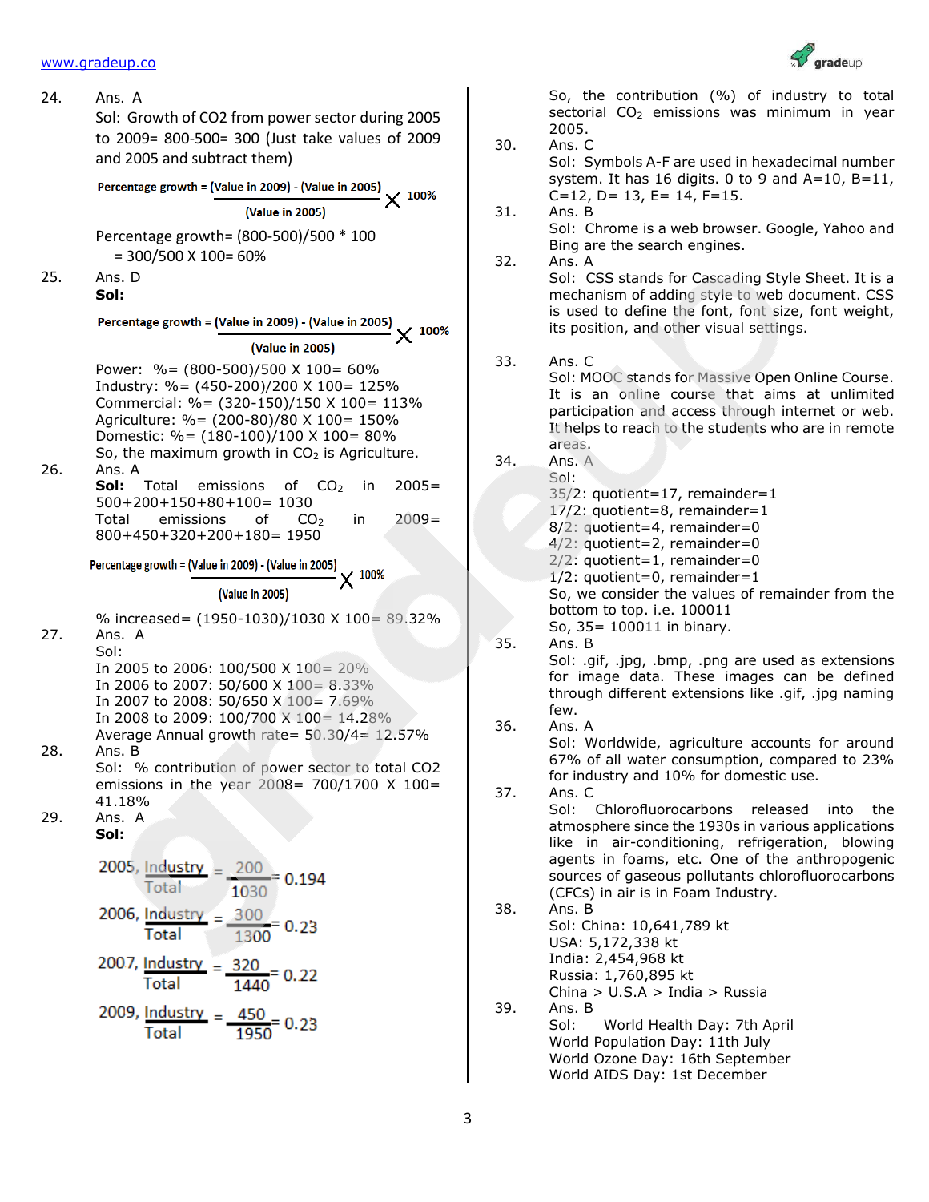24. Ans. A

Sol: Growth of CO2 from power sector during 2005 to 2009= 800-500= 300 (Just take values of 2009 and 2005 and subtract them)

$$\text{Percentage growth} = \frac{(\text{Value in 2009}) - (\text{Value in 2005})}{(\text{Value in 2005})} \times 100\%$$

Percentage growth= (800-500)/500 * 100

= 300/500 X 100= 60%

25. Ans. D

**Sol:**

$$\text{Percentage growth} = \frac{(\text{Value in 2009}) - (\text{Value in 2005})}{(\text{Value in 2005})} \times 100\%$$

Power: %= (800-500)/500 X 100= 60%
Industry: %= (450-200)/200 X 100= 125%
Commercial: %= (320-150)/150 X 100= 113%
Agriculture: %= (200-80)/80 X 100= 150%
Domestic: %= (180-100)/100 X 100= 80%
So, the maximum growth in $CO_2$ is Agriculture.

26. Ans. A

**Sol:** Total emissions of $CO_2$ in 2005= 500+200+150+80+100= 1030
Total emissions of $CO_2$ in 2009= 800+450+320+200+180= 1950

$$\text{Percentage growth} = \frac{(\text{Value in 2009}) - (\text{Value in 2005})}{(\text{Value in 2005})} \times 100\%$$

% increased= (1950-1030)/1030 X 100= 89.32%

27. Ans. A

Sol:
In 2005 to 2006: 100/500 X 100= 20%
In 2006 to 2007: 50/600 X 100= 8.33%
In 2007 to 2008: 50/650 X 100= 7.69%
In 2008 to 2009: 100/700 X 100= 14.28%
Average Annual growth rate= 50.30/4= 12.57%

28. Ans. B

Sol: % contribution of power sector to total CO2 emissions in the year 2008= 700/1700 X 100= 41.18%

29. Ans. A

**Sol:**

$$2005, \frac{\text{Industry}}{\text{Total}} = \frac{200}{1030} = 0.194$$

$$2006, \frac{\text{Industry}}{\text{Total}} = \frac{300}{1300} = 0.23$$

$$2007, \frac{\text{Industry}}{\text{Total}} = \frac{320}{1440} = 0.22$$

$$2009, \frac{\text{Industry}}{\text{Total}} = \frac{450}{1950} = 0.23$$

So, the contribution (%) of industry to total sectorial $CO_2$ emissions was minimum in year 2005.

30. Ans. C

Sol: Symbols A-F are used in hexadecimal number system. It has 16 digits. 0 to 9 and A=10, B=11, C=12, D= 13, E= 14, F=15.

31. Ans. B

Sol: Chrome is a web browser. Google, Yahoo and Bing are the search engines.

32. Ans. A

Sol: CSS stands for Cascading Style Sheet. It is a mechanism of adding style to web document. CSS is used to define the font, font size, font weight, its position, and other visual settings.

33. Ans. C

Sol: MOOC stands for Massive Open Online Course. It is an online course that aims at unlimited participation and access through internet or web. It helps to reach to the students who are in remote areas.

34. Ans. A

Sol:
35/2: quotient=17, remainder=1
17/2: quotient=8, remainder=1
8/2: quotient=4, remainder=0
4/2: quotient=2, remainder=0
2/2: quotient=1, remainder=0
1/2: quotient=0, remainder=1
So, we consider the values of remainder from the bottom to top. i.e. 100011
So, 35= 100011 in binary.

35. Ans. B

Sol: .gif, .jpg, .bmp, .png are used as extensions for image data. These images can be defined through different extensions like .gif, .jpg naming few.

36. Ans. A

Sol: Worldwide, agriculture accounts for around 67% of all water consumption, compared to 23% for industry and 10% for domestic use.

37. Ans. C

Sol: Chlorofluorocarbons released into the atmosphere since the 1930s in various applications like in air-conditioning, refrigeration, blowing agents in foams, etc. One of the anthropogenic sources of gaseous pollutants chlorofluorocarbons (CFCs) in air is in Foam Industry.

38. Ans. B

Sol: China: 10,641,789 kt
USA: 5,172,338 kt
India: 2,454,968 kt
Russia: 1,760,895 kt
China > U.S.A > India > Russia

39. Ans. B

Sol: World Health Day: 7th April
World Population Day: 11th July
World Ozone Day: 16th September
World AIDS Day: 1st December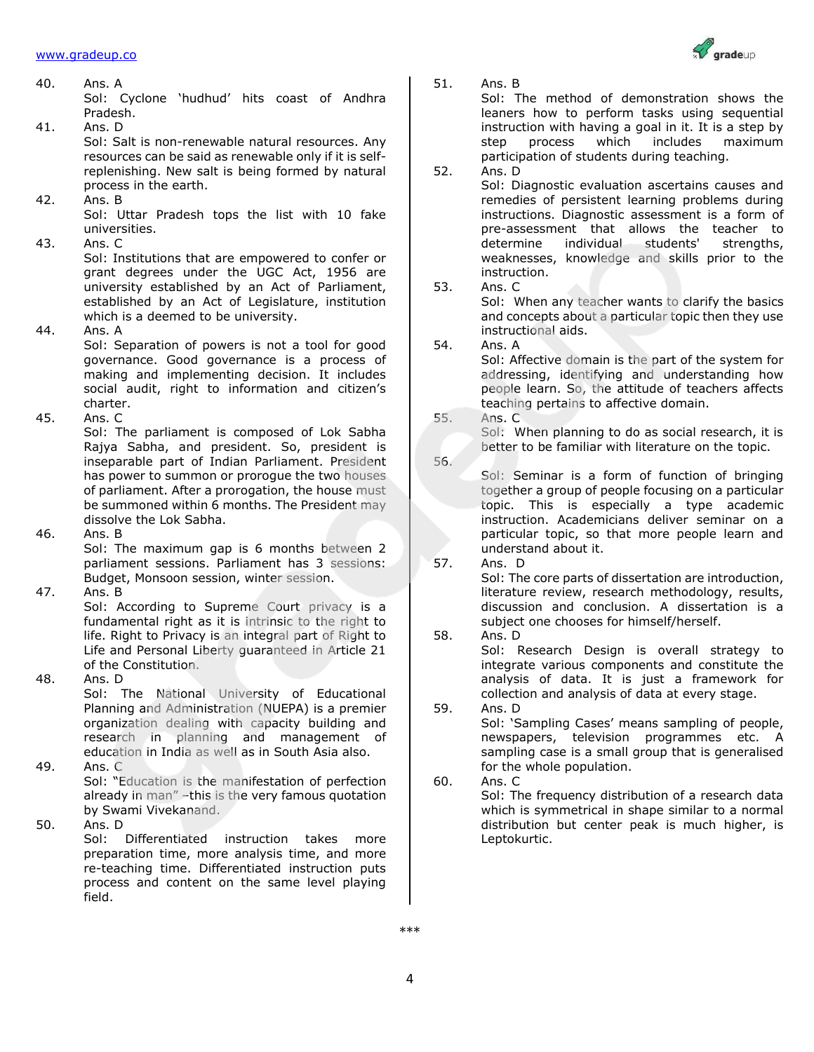40. Ans. A
Sol: Cyclone 'hudhud' hits coast of Andhra Pradesh.

41. Ans. D
Sol: Salt is non-renewable natural resources. Any resources can be said as renewable only if it is self-replenishing. New salt is being formed by natural process in the earth.

42. Ans. B
Sol: Uttar Pradesh tops the list with 10 fake universities.

43. Ans. C
Sol: Institutions that are empowered to confer or grant degrees under the UGC Act, 1956 are university established by an Act of Parliament, established by an Act of Legislature, institution which is a deemed to be university.

44. Ans. A
Sol: Separation of powers is not a tool for good governance. Good governance is a process of making and implementing decision. It includes social audit, right to information and citizen's charter.

45. Ans. C
Sol: The parliament is composed of Lok Sabha Rajya Sabha, and president. So, president is inseparable part of Indian Parliament. President has power to summon or prorogue the two houses of parliament. After a prorogation, the house must be summoned within 6 months. The President may dissolve the Lok Sabha.

46. Ans. B
Sol: The maximum gap is 6 months between 2 parliament sessions. Parliament has 3 sessions: Budget, Monsoon session, winter session.

47. Ans. B
Sol: According to Supreme Court privacy is a fundamental right as it is intrinsic to the right to life. Right to Privacy is an integral part of Right to Life and Personal Liberty guaranteed in Article 21 of the Constitution.

48. Ans. D
Sol: The National University of Educational Planning and Administration (NUEPA) is a premier organization dealing with capacity building and research in planning and management of education in India as well as in South Asia also.

49. Ans. C
Sol: "Education is the manifestation of perfection already in man" –this is the very famous quotation by Swami Vivekanand.

50. Ans. D
Sol: Differentiated instruction takes more preparation time, more analysis time, and more re-teaching time. Differentiated instruction puts process and content on the same level playing field.

51. Ans. B
Sol: The method of demonstration shows the leaners how to perform tasks using sequential instruction with having a goal in it. It is a step by step process which includes maximum participation of students during teaching.

52. Ans. D
Sol: Diagnostic evaluation ascertains causes and remedies of persistent learning problems during instructions. Diagnostic assessment is a form of pre-assessment that allows the teacher to determine individual students' strengths, weaknesses, knowledge and skills prior to the instruction.

53. Ans. C
Sol: When any teacher wants to clarify the basics and concepts about a particular topic then they use instructional aids.

54. Ans. A
Sol: Affective domain is the part of the system for addressing, identifying and understanding how people learn. So, the attitude of teachers affects teaching pertains to affective domain.

55. Ans. C
Sol: When planning to do as social research, it is better to be familiar with literature on the topic.

56.
Sol: Seminar is a form of function of bringing together a group of people focusing on a particular topic. This is especially a type academic instruction. Academicians deliver seminar on a particular topic, so that more people learn and understand about it.

57. Ans. D
Sol: The core parts of dissertation are introduction, literature review, research methodology, results, discussion and conclusion. A dissertation is a subject one chooses for himself/herself.

58. Ans. D
Sol: Research Design is overall strategy to integrate various components and constitute the analysis of data. It is just a framework for collection and analysis of data at every stage.

59. Ans. D
Sol: 'Sampling Cases' means sampling of people, newspapers, television programmes etc. A sampling case is a small group that is generalised for the whole population.

60. Ans. C
Sol: The frequency distribution of a research data which is symmetrical in shape similar to a normal distribution but center peak is much higher, is Leptokurtic.

***